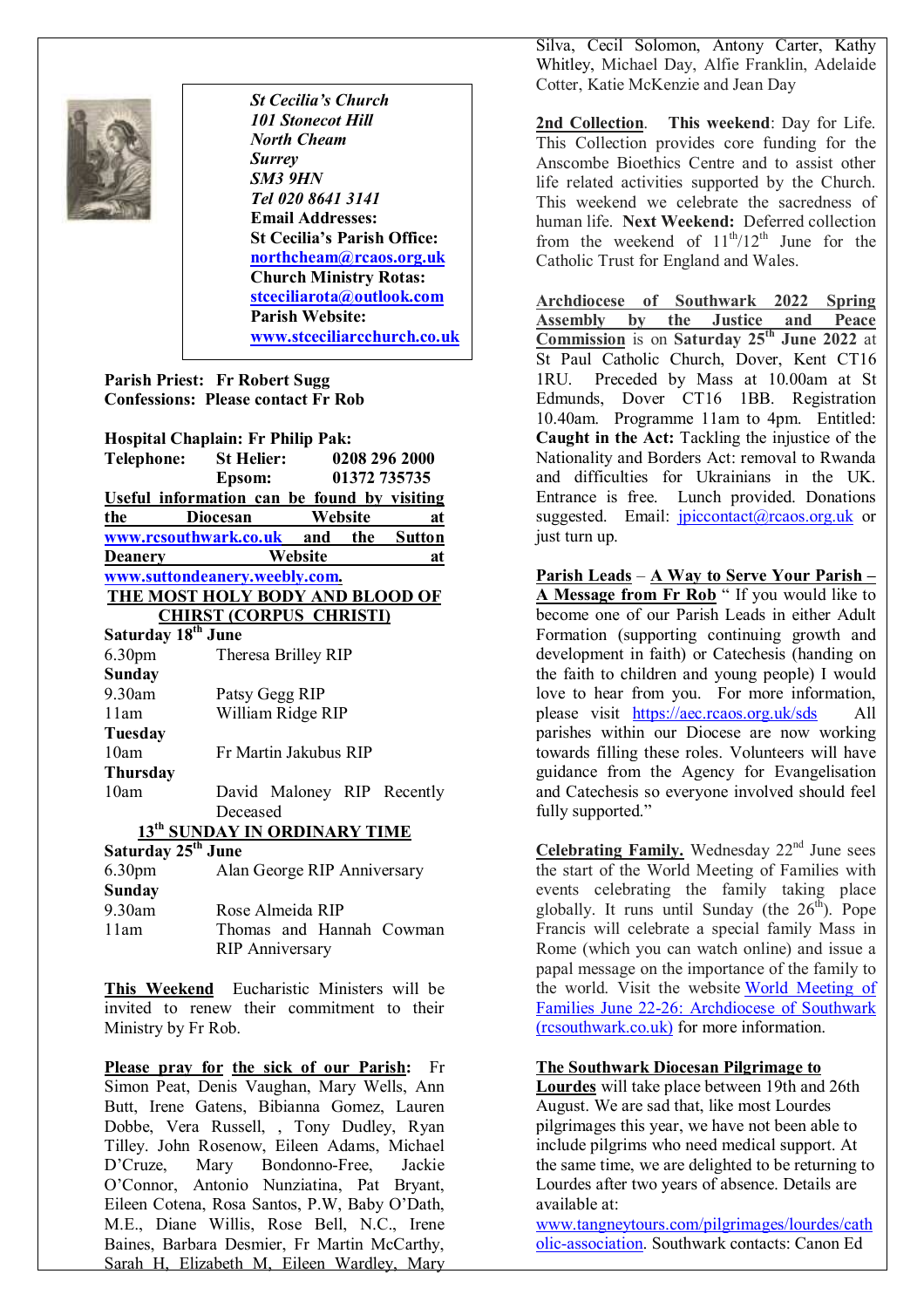***St Cecilia's Church***
***101 Stonecot Hill***
***North Cheam***
***Surrey***
***SM3 9HN***
***Tel 020 8641 3141***
**Email Addresses:**
**St Cecilia's Parish Office:**
**northcheam@rcaos.org.uk**
**Church Ministry Rotas:**
**stceciliarota@outlook.com**
**Parish Website:**
**www.stceciliarcchurch.co.uk**

**Parish Priest: Fr Robert Sugg**
**Confessions: Please contact Fr Rob**

**Hospital Chaplain: Fr Philip Pak:**

| **Telephone:** | **St Helier:** | **0208 296 2000** |
|---|---|---|
| | **Epsom:** | **01372 735735** |

**Useful information can be found by visiting the Diocesan Website at www.rcsouthwark.co.uk and the Sutton Deanery Website at www.suttondeanery.weebly.com.**

## THE MOST HOLY BODY AND BLOOD OF CHIRST (CORPUS CHRISTI)

**Saturday 18th June**

| | |
|---|---|
| 6.30pm | Theresa Brilley RIP |
| **Sunday** | |
| 9.30am | Patsy Gegg RIP |
| 11am | William Ridge RIP |
| **Tuesday** | |
| 10am | Fr Martin Jakubus RIP |
| **Thursday** | |
| 10am | David Maloney RIP Recently Deceased |

## 13th SUNDAY IN ORDINARY TIME

**Saturday 25th June**

| | |
|---|---|
| 6.30pm | Alan George RIP Anniversary |
| **Sunday** | |
| 9.30am | Rose Almeida RIP |
| 11am | Thomas and Hannah Cowman RIP Anniversary |

**This Weekend** Eucharistic Ministers will be invited to renew their commitment to their Ministry by Fr Rob.

**Please pray for the sick of our Parish:** Fr Simon Peat, Denis Vaughan, Mary Wells, Ann Butt, Irene Gatens, Bibianna Gomez, Lauren Dobbe, Vera Russell, , Tony Dudley, Ryan Tilley. John Rosenow, Eileen Adams, Michael D'Cruze, Mary Bondonno-Free, Jackie O'Connor, Antonio Nunziatina, Pat Bryant, Eileen Cotena, Rosa Santos, P.W, Baby O'Dath, M.E., Diane Willis, Rose Bell, N.C., Irene Baines, Barbara Desmier, Fr Martin McCarthy, Sarah H, Elizabeth M, Eileen Wardley, Mary Silva, Cecil Solomon, Antony Carter, Kathy Whitley, Michael Day, Alfie Franklin, Adelaide Cotter, Katie McKenzie and Jean Day

**2nd Collection**. **This weekend**: Day for Life. This Collection provides core funding for the Anscombe Bioethics Centre and to assist other life related activities supported by the Church. This weekend we celebrate the sacredness of human life. **Next Weekend:** Deferred collection from the weekend of 11th/12th June for the Catholic Trust for England and Wales.

**Archdiocese of Southwark 2022 Spring Assembly by the Justice and Peace Commission** is on **Saturday 25th June 2022** at St Paul Catholic Church, Dover, Kent CT16 1RU. Preceded by Mass at 10.00am at St Edmunds, Dover CT16 1BB. Registration 10.40am. Programme 11am to 4pm. Entitled: **Caught in the Act:** Tackling the injustice of the Nationality and Borders Act: removal to Rwanda and difficulties for Ukrainians in the UK. Entrance is free. Lunch provided. Donations suggested. Email: jpiccontact@rcaos.org.uk or just turn up.

**Parish Leads** – **A Way to Serve Your Parish – A Message from Fr Rob** " If you would like to become one of our Parish Leads in either Adult Formation (supporting continuing growth and development in faith) or Catechesis (handing on the faith to children and young people) I would love to hear from you. For more information, please visit https://aec.rcaos.org.uk/sds All parishes within our Diocese are now working towards filling these roles. Volunteers will have guidance from the Agency for Evangelisation and Catechesis so everyone involved should feel fully supported."

**Celebrating Family.** Wednesday 22nd June sees the start of the World Meeting of Families with events celebrating the family taking place globally. It runs until Sunday (the 26th). Pope Francis will celebrate a special family Mass in Rome (which you can watch online) and issue a papal message on the importance of the family to the world. Visit the website World Meeting of Families June 22-26: Archdiocese of Southwark (rcsouthwark.co.uk) for more information.

**The Southwark Diocesan Pilgrimage to Lourdes** will take place between 19th and 26th August. We are sad that, like most Lourdes pilgrimages this year, we have not been able to include pilgrims who need medical support. At the same time, we are delighted to be returning to Lourdes after two years of absence. Details are available at: www.tangneytours.com/pilgrimages/lourdes/catholic-association. Southwark contacts: Canon Ed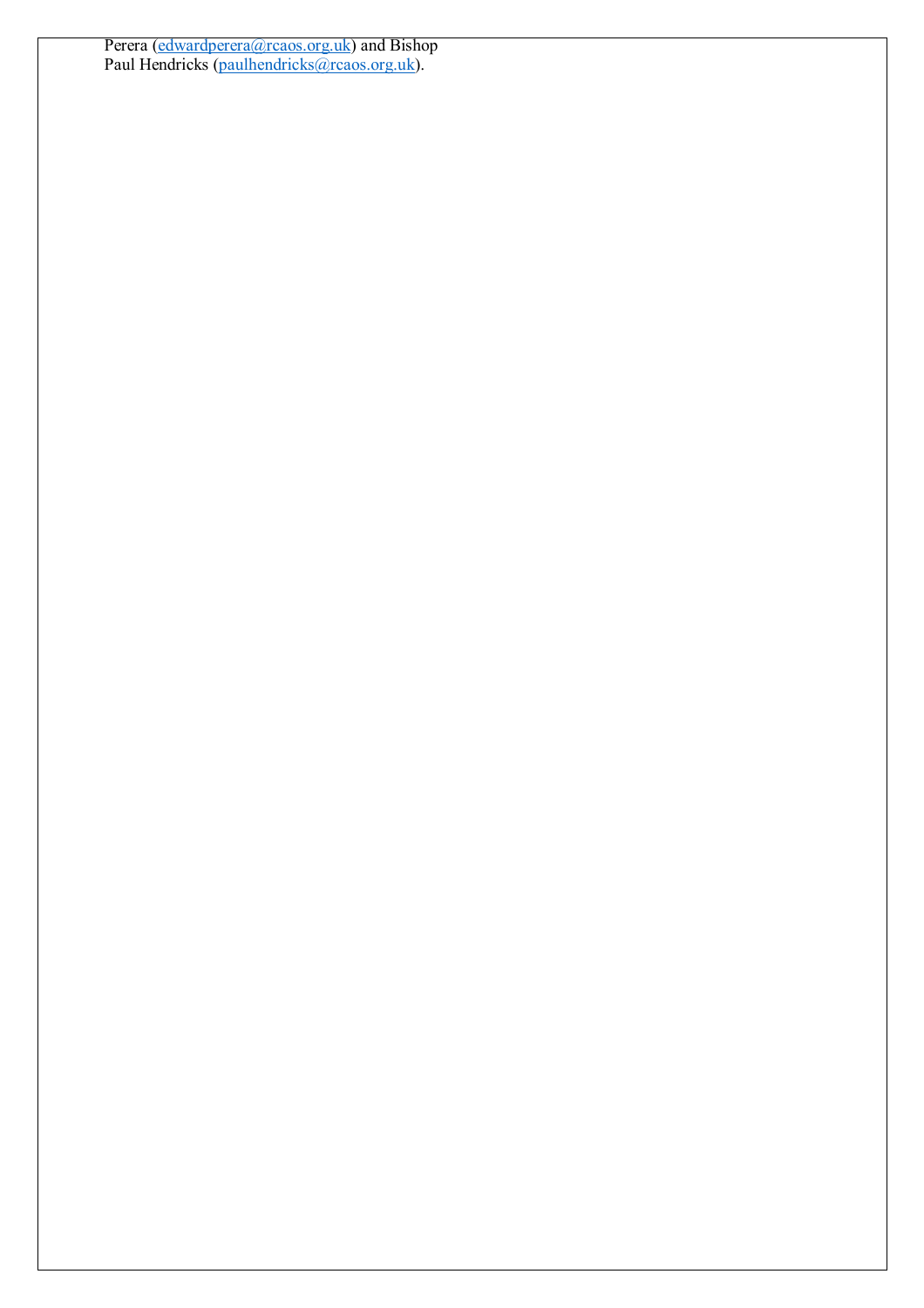Perera ([edwardperera@rcaos.org.uk](mailto:edwardperera@rcaos.org.uk)) and Bishop Paul Hendricks ([paulhendricks@rcaos.org.uk](mailto:paulhendricks@rcaos.org.uk)).